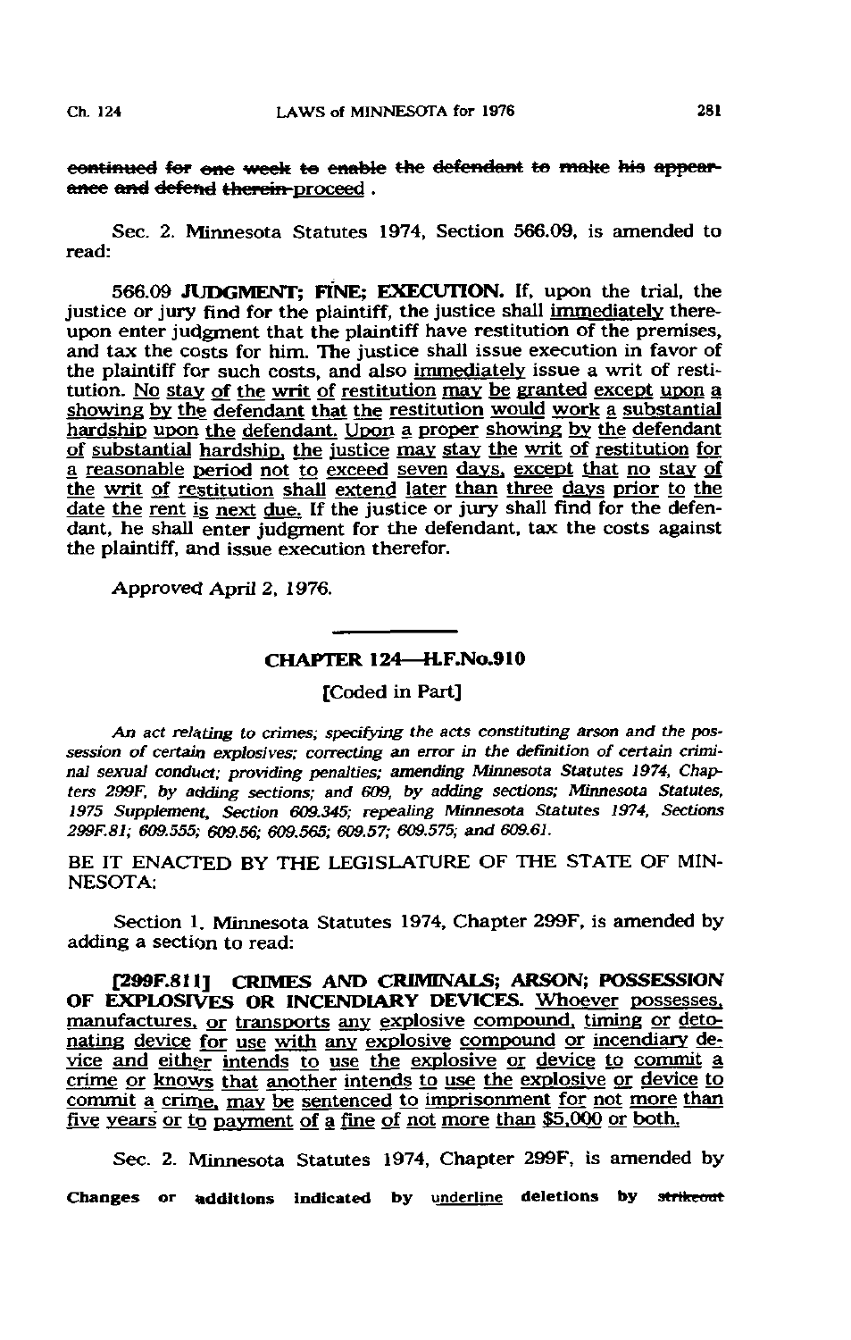~~continued for one week to enable the defendant to make his appearance and defend therein~~ proceed .

Sec. 2. Minnesota Statutes 1974, Section 566.09, is amended to read:

566.09 **JUDGMENT; FINE; EXECUTION.** If, upon the trial, the justice or jury find for the plaintiff, the justice shall immediately thereupon enter judgment that the plaintiff have restitution of the premises, and tax the costs for him. The justice shall issue execution in favor of the plaintiff for such costs, and also immediately issue a writ of restitution. No stay of the writ of restitution may be granted except upon a showing by the defendant that the restitution would work a substantial hardship upon the defendant. Upon a proper showing by the defendant of substantial hardship, the justice may stay the writ of restitution for a reasonable period not to exceed seven days, except that no stay of the writ of restitution shall extend later than three days prior to the date the rent is next due. If the justice or jury shall find for the defendant, he shall enter judgment for the defendant, tax the costs against the plaintiff, and issue execution therefor.

Approved April 2, 1976.

## CHAPTER 124—H.F.No.910

[Coded in Part]

*An act relating to crimes; specifying the acts constituting arson and the possession of certain explosives; correcting an error in the definition of certain criminal sexual conduct; providing penalties; amending Minnesota Statutes 1974, Chapters 299F, by adding sections; and 609, by adding sections; Minnesota Statutes, 1975 Supplement, Section 609.345; repealing Minnesota Statutes 1974, Sections 299F.81; 609.555; 609.56; 609.565; 609.57; 609.575; and 609.61.*

BE IT ENACTED BY THE LEGISLATURE OF THE STATE OF MINNESOTA:

Section 1. Minnesota Statutes 1974, Chapter 299F, is amended by adding a section to read:

**[299F.811] CRIMES AND CRIMINALS; ARSON; POSSESSION OF EXPLOSIVES OR INCENDIARY DEVICES.** Whoever possesses, manufactures, or transports any explosive compound, timing or detonating device for use with any explosive compound or incendiary device and either intends to use the explosive or device to commit a crime or knows that another intends to use the explosive or device to commit a crime, may be sentenced to imprisonment for not more than five years or to payment of a fine of not more than $5,000 or both.

Sec. 2. Minnesota Statutes 1974, Chapter 299F, is amended by

Changes or additions indicated by underline deletions by ~~strikeout~~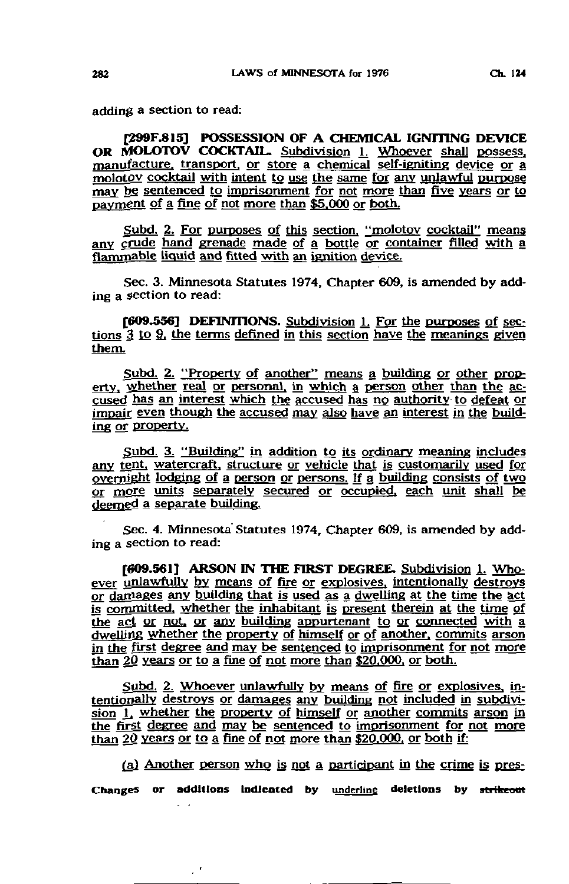adding a section to read:

[299F.815] **POSSESSION OF A CHEMICAL IGNITING DEVICE OR MOLOTOV COCKTAIL.** Subdivision 1. Whoever shall possess, manufacture, transport, or store a chemical self-igniting device or a molotov cocktail with intent to use the same for any unlawful purpose may be sentenced to imprisonment for not more than five years or to payment of a fine of not more than $5,000 or both.

Subd. 2. For purposes of this section, "molotov cocktail" means any crude hand grenade made of a bottle or container filled with a flammable liquid and fitted with an ignition device.

Sec. 3. Minnesota Statutes 1974, Chapter 609, is amended by adding a section to read:

[609.556] **DEFINITIONS.** Subdivision 1. For the purposes of sections 3 to 9, the terms defined in this section have the meanings given them.

Subd. 2. "Property of another" means a building or other property, whether real or personal, in which a person other than the accused has an interest which the accused has no authority to defeat or impair even though the accused may also have an interest in the building or property.

Subd. 3. "Building" in addition to its ordinary meaning includes any tent, watercraft, structure or vehicle that is customarily used for overnight lodging of a person or persons. If a building consists of two or more units separately secured or occupied, each unit shall be deemed a separate building.

Sec. 4. Minnesota Statutes 1974, Chapter 609, is amended by adding a section to read:

[609.561] **ARSON IN THE FIRST DEGREE.** Subdivision 1. Whoever unlawfully by means of fire or explosives, intentionally destroys or damages any building that is used as a dwelling at the time the act is committed, whether the inhabitant is present therein at the time of the act or not, or any building appurtenant to or connected with a dwelling whether the property of himself or of another, commits arson in the first degree and may be sentenced to imprisonment for not more than 20 years or to a fine of not more than $20,000, or both.

Subd. 2. Whoever unlawfully by means of fire or explosives, intentionally destroys or damages any building not included in subdivision 1, whether the property of himself or another commits arson in the first degree and may be sentenced to imprisonment for not more than 20 years or to a fine of not more than $20,000, or both if:

(a) Another person who is not a participant in the crime is pres-

Changes or additions indicated by underline deletions by ~~strikeout~~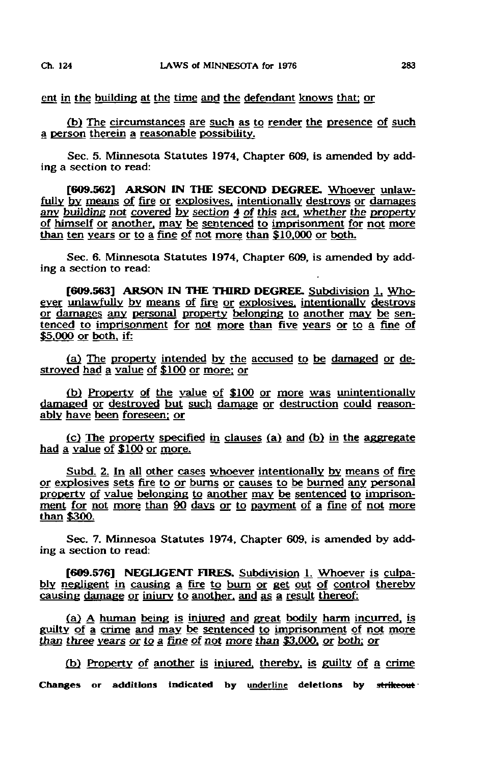ent in the building at the time and the defendant knows that; or

(b) The circumstances are such as to render the presence of such a person therein a reasonable possibility.

Sec. 5. Minnesota Statutes 1974, Chapter 609, is amended by adding a section to read:

**[609.562] ARSON IN THE SECOND DEGREE.** Whoever unlawfully by means of fire or explosives, intentionally destroys or damages any building not covered by section 4 of this act, whether the property of himself or another, may be sentenced to imprisonment for not more than ten years or to a fine of not more than $10,000 or both.

Sec. 6. Minnesota Statutes 1974, Chapter 609, is amended by adding a section to read:

**[609.563] ARSON IN THE THIRD DEGREE.** Subdivision 1. Whoever unlawfully by means of fire or explosives, intentionally destroys or damages any personal property belonging to another may be sentenced to imprisonment for not more than five years or to a fine of $5,000 or both, if:

(a) The property intended by the accused to be damaged or destroyed had a value of $100 or more; or

(b) Property of the value of $100 or more was unintentionally damaged or destroyed but such damage or destruction could reasonably have been foreseen; or

(c) The property specified in clauses (a) and (b) in the aggregate had a value of $100 or more.

Subd. 2. In all other cases whoever intentionally by means of fire or explosives sets fire to or burns or causes to be burned any personal property of value belonging to another may be sentenced to imprisonment for not more than 90 days or to payment of a fine of not more than $300.

Sec. 7. Minnesoa Statutes 1974, Chapter 609, is amended by adding a section to read:

**[609.576] NEGLIGENT FIRES.** Subdivision 1. Whoever is culpably negligent in causing a fire to burn or get out of control thereby causing damage or injury to another, and as a result thereof:

(a) A human being is injured and great bodily harm incurred, is guilty of a crime and may be sentenced to imprisonment of not more than three years or to a fine of not more than $3,000, or both; or

(b) Property of another is injured, thereby, is guilty of a crime

Changes or additions indicated by underline deletions by ~~strikeout~~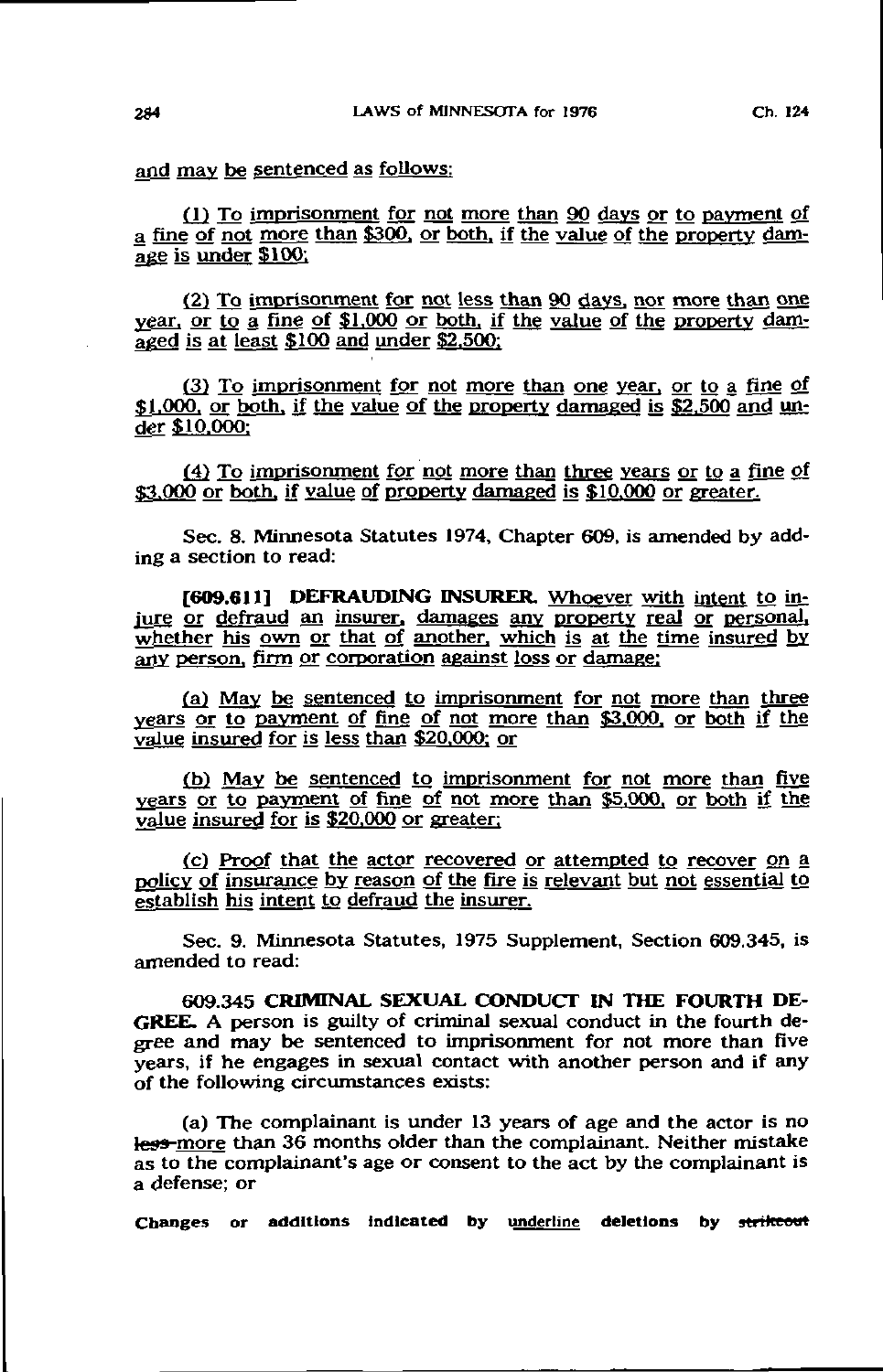and may be sentenced as follows:

(1) To imprisonment for not more than 90 days or to payment of a fine of not more than $300, or both, if the value of the property damage is under $100;

(2) To imprisonment for not less than 90 days, nor more than one year, or to a fine of $1,000 or both, if the value of the property damaged is at least $100 and under $2,500;

(3) To imprisonment for not more than one year, or to a fine of $1,000, or both, if the value of the property damaged is $2,500 and under $10,000;

(4) To imprisonment for not more than three years or to a fine of $3,000 or both, if value of property damaged is $10,000 or greater.

Sec. 8. Minnesota Statutes 1974, Chapter 609, is amended by adding a section to read:

[609.611] **DEFRAUDING INSURER.** Whoever with intent to injure or defraud an insurer, damages any property real or personal, whether his own or that of another, which is at the time insured by any person, firm or corporation against loss or damage;

(a) May be sentenced to imprisonment for not more than three years or to payment of fine of not more than $3,000, or both if the value insured for is less than $20,000; or

(b) May be sentenced to imprisonment for not more than five years or to payment of fine of not more than $5,000, or both if the value insured for is $20,000 or greater;

(c) Proof that the actor recovered or attempted to recover on a policy of insurance by reason of the fire is relevant but not essential to establish his intent to defraud the insurer.

Sec. 9. Minnesota Statutes, 1975 Supplement, Section 609.345, is amended to read:

609.345 **CRIMINAL SEXUAL CONDUCT IN THE FOURTH DEGREE.** A person is guilty of criminal sexual conduct in the fourth degree and may be sentenced to imprisonment for not more than five years, if he engages in sexual contact with another person and if any of the following circumstances exists:

(a) The complainant is under 13 years of age and the actor is no ~~less~~ more than 36 months older than the complainant. Neither mistake as to the complainant's age or consent to the act by the complainant is a defense; or

Changes or additions indicated by underline deletions by ~~strikeout~~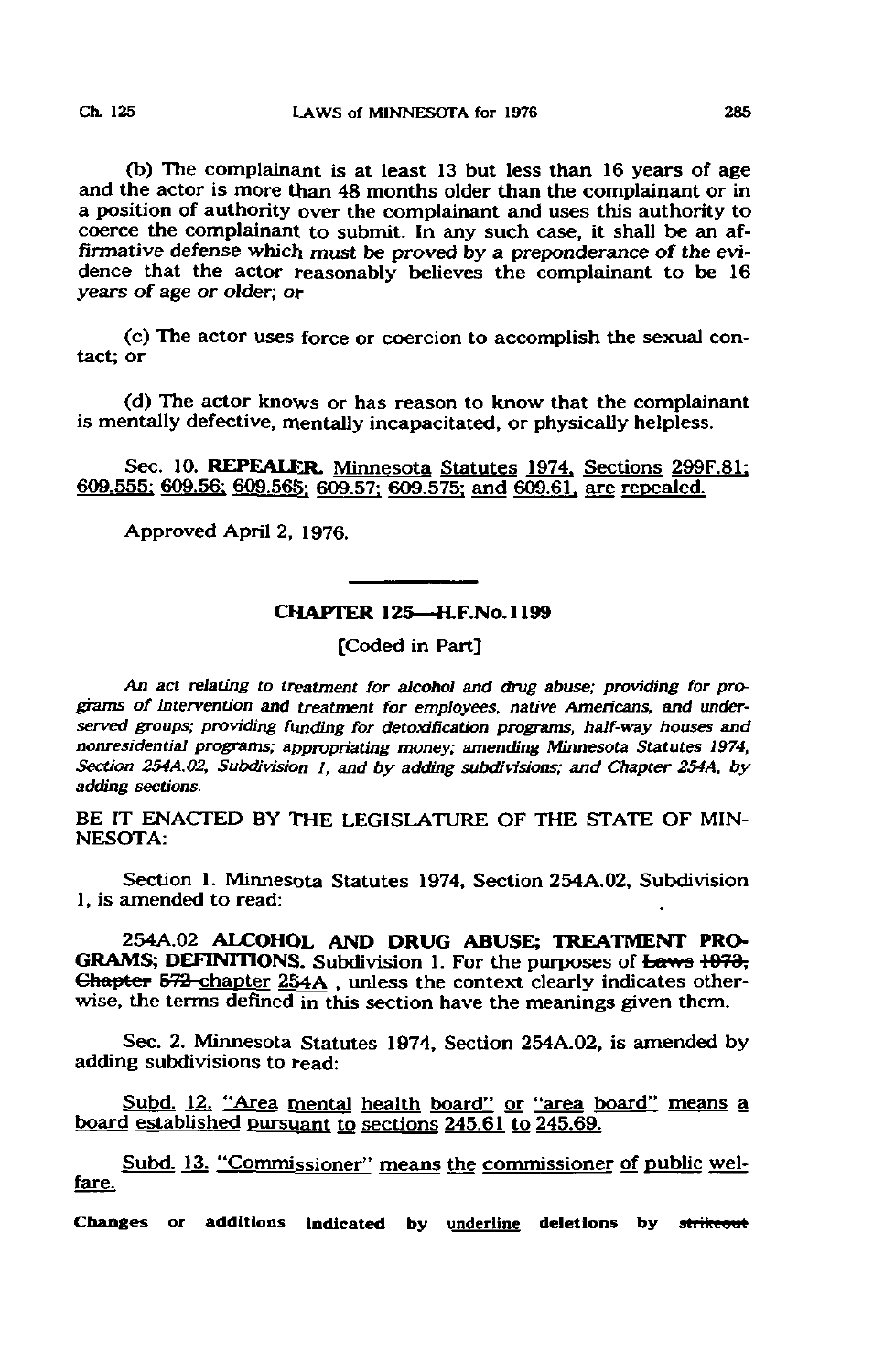(b) The complainant is at least 13 but less than 16 years of age and the actor is more than 48 months older than the complainant or in a position of authority over the complainant and uses this authority to coerce the complainant to submit. In any such case, it shall be an affirmative defense which *must be proved by a preponderance of the evidence* that the actor reasonably believes the complainant to be 16 *years of age or older; or*

(c) The actor uses force or coercion to accomplish the sexual contact; or

(d) The actor knows or has reason to know that the complainant is mentally defective, mentally incapacitated, or physically helpless.

Sec. 10. **REPEALER.** Minnesota Statutes 1974, Sections 299F.81; 609.555; 609.56; 609.565; 609.57; 609.575; and 609.61, are repealed.

Approved April 2, 1976.

## CHAPTER 125—H.F.No.1199

[Coded in Part]

*An act relating to treatment for alcohol and drug abuse; providing for programs of intervention and treatment for employees, native Americans, and underserved groups; providing funding for detoxification programs, half-way houses and nonresidential programs; appropriating money; amending Minnesota Statutes 1974, Section 254A.02, Subdivision 1, and by adding subdivisions; and Chapter 254A, by adding sections.*

BE IT ENACTED BY THE LEGISLATURE OF THE STATE OF MINNESOTA:

Section 1. Minnesota Statutes 1974, Section 254A.02, Subdivision 1, is amended to read:

254A.02 **ALCOHOL AND DRUG ABUSE; TREATMENT PROGRAMS; DEFINITIONS.** Subdivision 1. For the purposes of ~~Laws 1973, Chapter 572~~ chapter 254A , unless the context clearly indicates otherwise, the terms defined in this section have the meanings given them.

Sec. 2. Minnesota Statutes 1974, Section 254A.02, is amended by adding subdivisions to read:

Subd. 12. "Area mental health board" or "area board" means a board established pursuant to sections 245.61 to 245.69.

Subd. 13. "Commissioner" means the commissioner of public welfare.

Changes or additions indicated by underline deletions by ~~strikeout~~